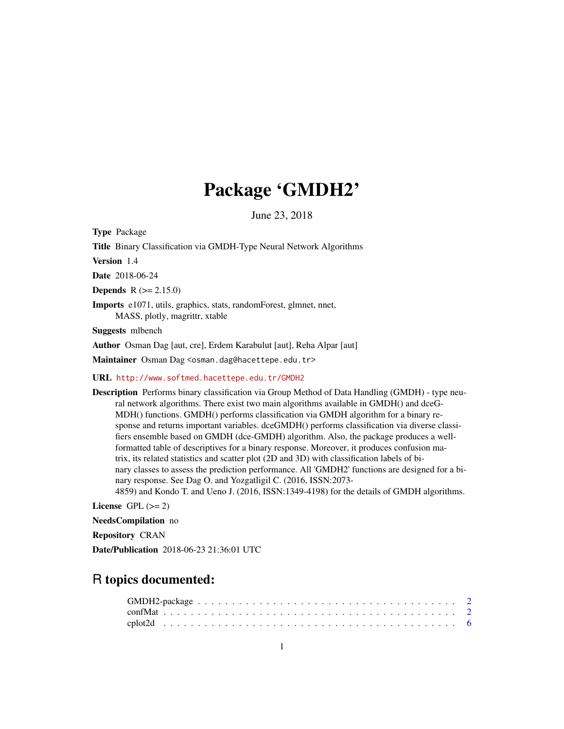# Package 'GMDH2'

June 23, 2018

**Type** Package

**Title** Binary Classification via GMDH-Type Neural Network Algorithms

**Version** 1.4

**Date** 2018-06-24

**Depends** R (>= 2.15.0)

**Imports** e1071, utils, graphics, stats, randomForest, glmnet, nnet, MASS, plotly, magrittr, xtable

**Suggests** mlbench

**Author** Osman Dag [aut, cre], Erdem Karabulut [aut], Reha Alpar [aut]

**Maintainer** Osman Dag <osman.dag@hacettepe.edu.tr>

**URL** http://www.softmed.hacettepe.edu.tr/GMDH2

**Description** Performs binary classification via Group Method of Data Handling (GMDH) - type neural network algorithms. There exist two main algorithms available in GMDH() and dceGMDH() functions. GMDH() performs classification via GMDH algorithm for a binary response and returns important variables. dceGMDH() performs classification via diverse classifiers ensemble based on GMDH (dce-GMDH) algorithm. Also, the package produces a well-formatted table of descriptives for a binary response. Moreover, it produces confusion matrix, its related statistics and scatter plot (2D and 3D) with classification labels of binary classes to assess the prediction performance. All 'GMDH2' functions are designed for a binary response. See Dag O. and Yozgatligil C. (2016, ISSN:2073-4859) and Kondo T. and Ueno J. (2016, ISSN:1349-4198) for the details of GMDH algorithms.

**License** GPL (>= 2)

**NeedsCompilation** no

**Repository** CRAN

**Date/Publication** 2018-06-23 21:36:01 UTC

## R topics documented:

GMDH2-package . . . . . . . . . . . . . . . . . . . . . . . . . . . . . . . . . . . . . 2
confMat . . . . . . . . . . . . . . . . . . . . . . . . . . . . . . . . . . . . . . . . . 2
cplot2d . . . . . . . . . . . . . . . . . . . . . . . . . . . . . . . . . . . . . . . . . 6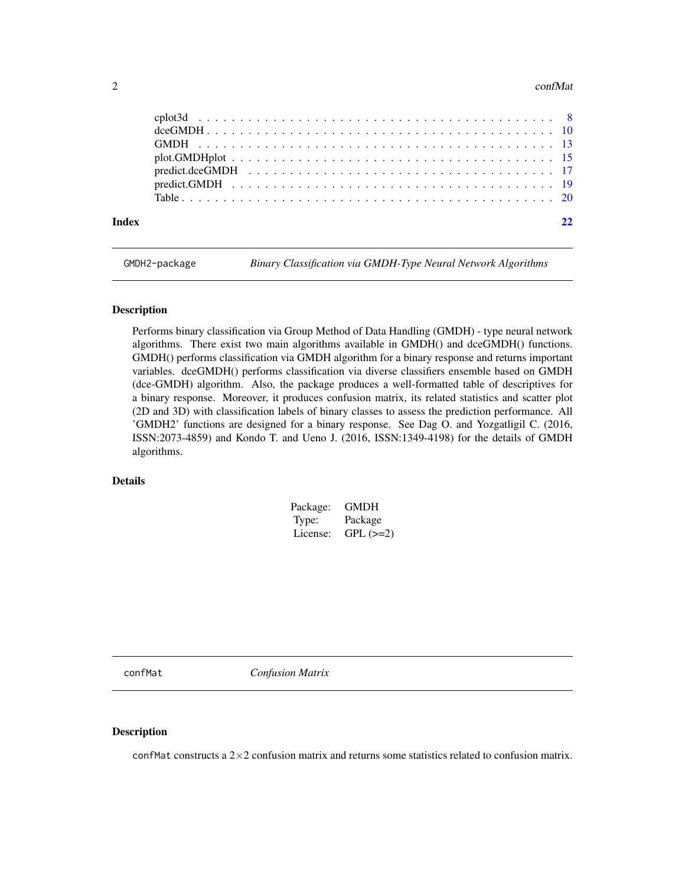| | |
|---|---|
| cplot3d | 8 |
| dceGMDH | 10 |
| GMDH | 13 |
| plot.GMDHplot | 15 |
| predict.dceGMDH | 17 |
| predict.GMDH | 19 |
| Table | 20 |

**Index** **22**

---

`GMDH2-package` *Binary Classification via GMDH-Type Neural Network Algorithms*

---

## Description

Performs binary classification via Group Method of Data Handling (GMDH) - type neural network algorithms. There exist two main algorithms available in GMDH() and dceGMDH() functions. GMDH() performs classification via GMDH algorithm for a binary response and returns important variables. dceGMDH() performs classification via diverse classifiers ensemble based on GMDH (dce-GMDH) algorithm. Also, the package produces a well-formatted table of descriptives for a binary response. Moreover, it produces confusion matrix, its related statistics and scatter plot (2D and 3D) with classification labels of binary classes to assess the prediction performance. All 'GMDH2' functions are designed for a binary response. See Dag O. and Yozgatligil C. (2016, ISSN:2073-4859) and Kondo T. and Ueno J. (2016, ISSN:1349-4198) for the details of GMDH algorithms.

## Details

| | |
|---|---|
| Package: | GMDH |
| Type: | Package |
| License: | GPL (>=2) |

---

`confMat` *Confusion Matrix*

---

## Description

`confMat` constructs a $2 \times 2$ confusion matrix and returns some statistics related to confusion matrix.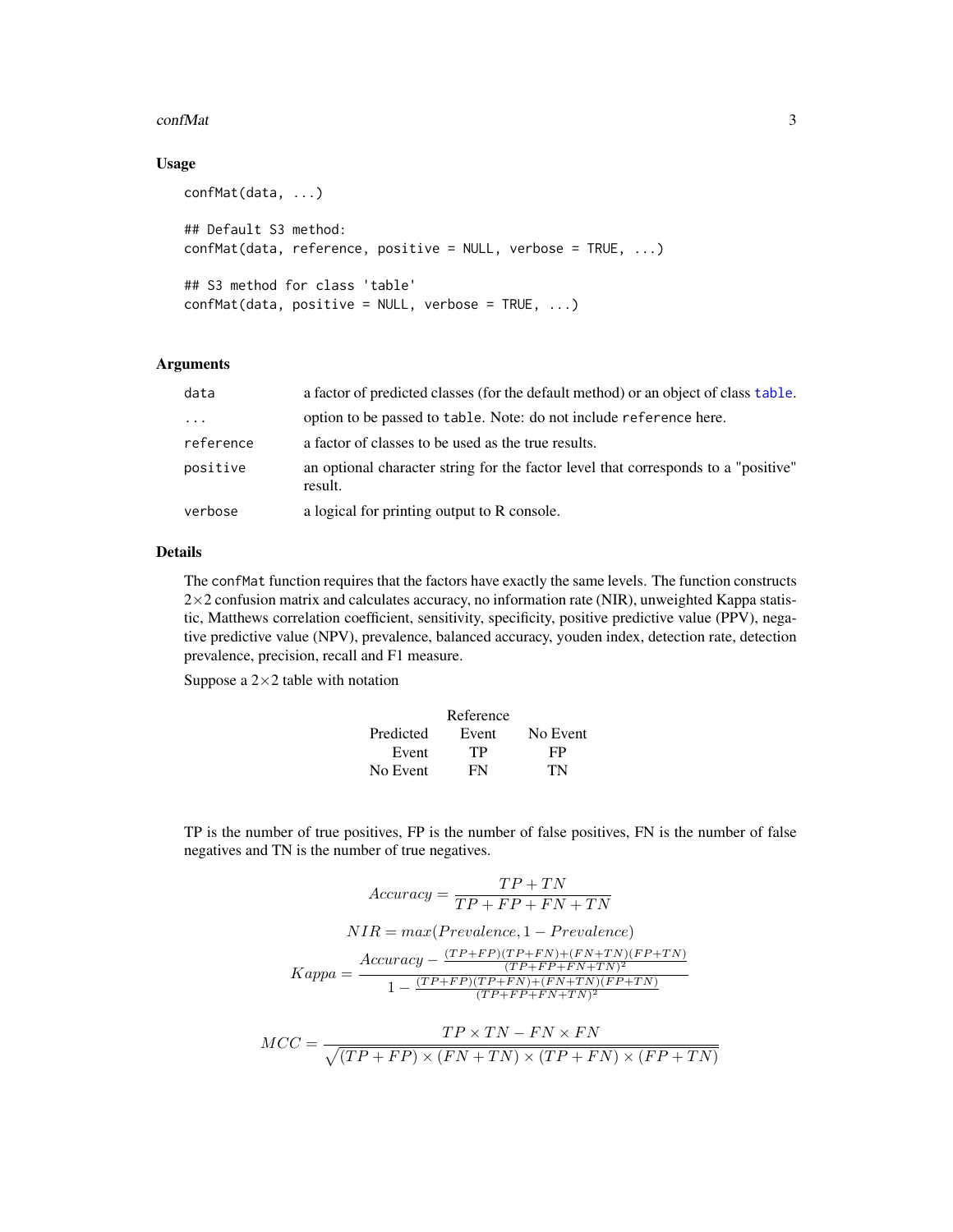## Usage

```
confMat(data, ...)

## Default S3 method:
confMat(data, reference, positive = NULL, verbose = TRUE, ...)

## S3 method for class 'table'
confMat(data, positive = NULL, verbose = TRUE, ...)
```

## Arguments

| | |
|---|---|
| `data` | a factor of predicted classes (for the default method) or an object of class `table`. |
| `...` | option to be passed to `table`. Note: do not include `reference` here. |
| `reference` | a factor of classes to be used as the true results. |
| `positive` | an optional character string for the factor level that corresponds to a "positive" result. |
| `verbose` | a logical for printing output to R console. |

## Details

The `confMat` function requires that the factors have exactly the same levels. The function constructs $2 \times 2$ confusion matrix and calculates accuracy, no information rate (NIR), unweighted Kappa statistic, Matthews correlation coefficient, sensitivity, specificity, positive predictive value (PPV), negative predictive value (NPV), prevalence, balanced accuracy, youden index, detection rate, detection prevalence, precision, recall and F1 measure.

Suppose a $2 \times 2$ table with notation

| | Reference | |
|---|---|---|
| Predicted | Event | No Event |
| Event | TP | FP |
| No Event | FN | TN |

TP is the number of true positives, FP is the number of false positives, FN is the number of false negatives and TN is the number of true negatives.

$$Accuracy = \frac{TP + TN}{TP + FP + FN + TN}$$

$$NIR = max(Prevalence, 1 - Prevalence)$$

$$Kappa = \frac{Accuracy - \frac{(TP+FP)(TP+FN)+(FN+TN)(FP+TN)}{(TP+FP+FN+TN)^2}}{1 - \frac{(TP+FP)(TP+FN)+(FN+TN)(FP+TN)}{(TP+FP+FN+TN)^2}}$$

$$MCC = \frac{TP \times TN - FN \times FN}{\sqrt{(TP + FP) \times (FN + TN) \times (TP + FN) \times (FP + TN)}}$$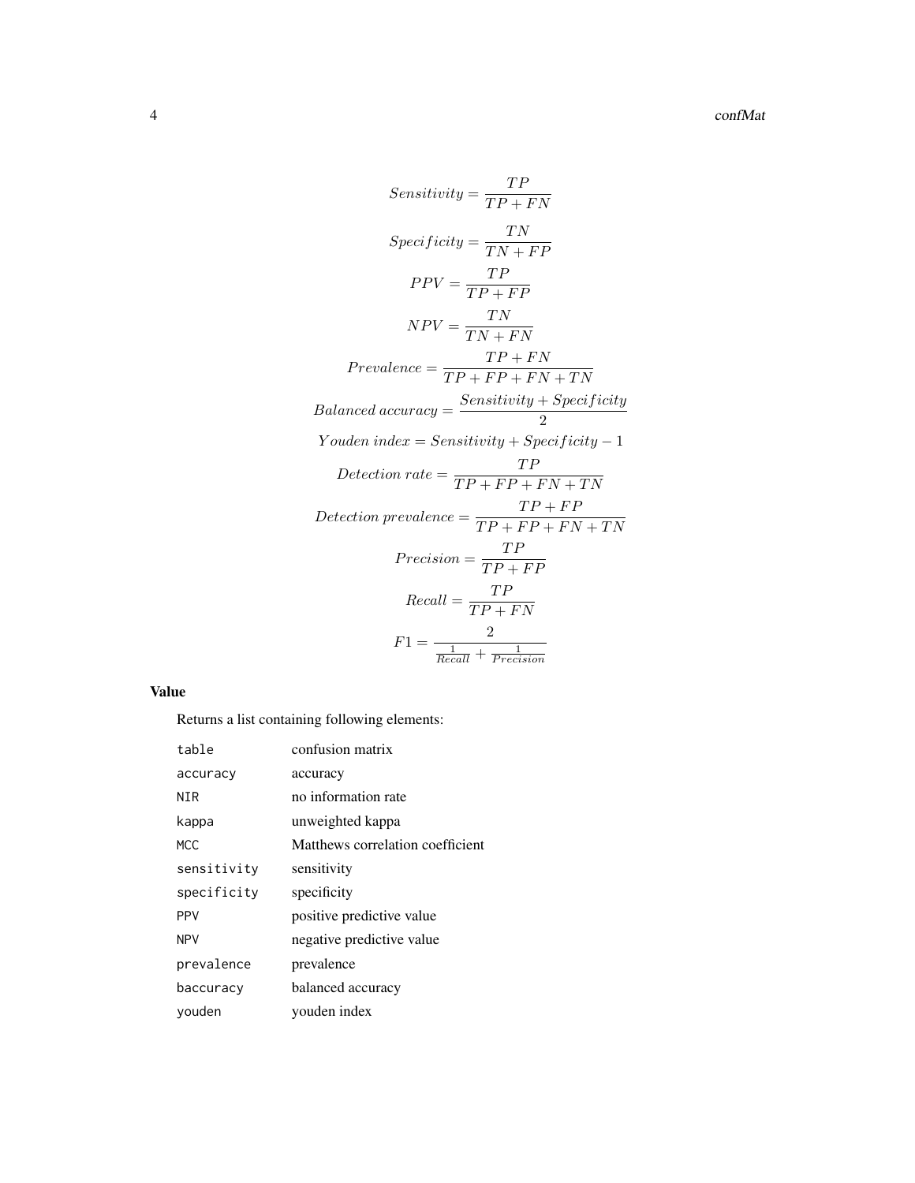$$Sensitivity = \frac{TP}{TP + FN}$$

$$Specificity = \frac{TN}{TN + FP}$$

$$PPV = \frac{TP}{TP + FP}$$

$$NPV = \frac{TN}{TN + FN}$$

$$Prevalence = \frac{TP + FN}{TP + FP + FN + TN}$$

$$Balanced\ accuracy = \frac{Sensitivity + Specificity}{2}$$

$$Youden\ index = Sensitivity + Specificity - 1$$

$$Detection\ rate = \frac{TP}{TP + FP + FN + TN}$$

$$Detection\ prevalence = \frac{TP + FP}{TP + FP + FN + TN}$$

$$Precision = \frac{TP}{TP + FP}$$

$$Recall = \frac{TP}{TP + FN}$$

$$F1 = \frac{2}{\frac{1}{Recall} + \frac{1}{Precision}}$$

### Value

Returns a list containing following elements:

| | |
|---|---|
| `table` | confusion matrix |
| `accuracy` | accuracy |
| `NIR` | no information rate |
| `kappa` | unweighted kappa |
| `MCC` | Matthews correlation coefficient |
| `sensitivity` | sensitivity |
| `specificity` | specificity |
| `PPV` | positive predictive value |
| `NPV` | negative predictive value |
| `prevalence` | prevalence |
| `baccuracy` | balanced accuracy |
| `youden` | youden index |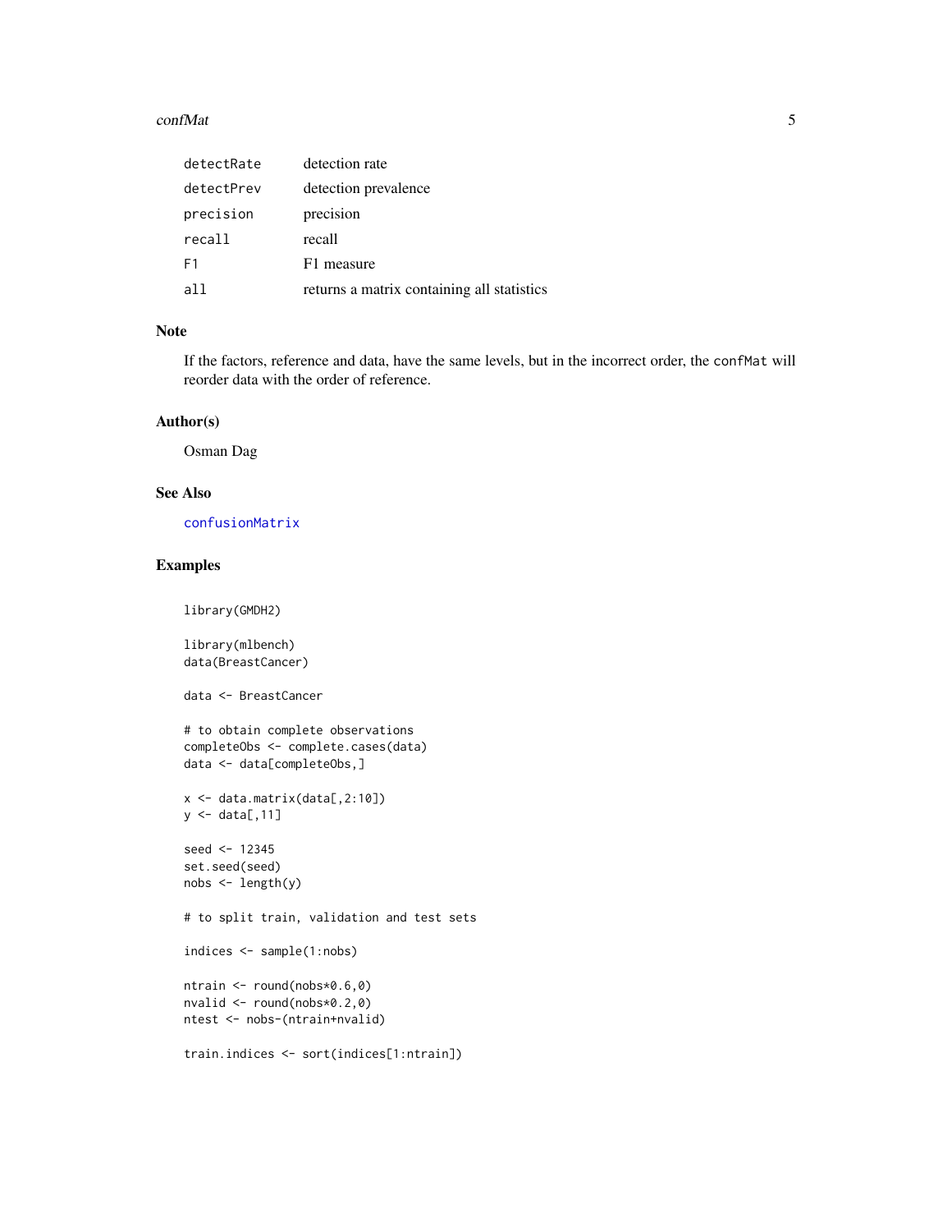| | |
|---|---|
| detectRate | detection rate |
| detectPrev | detection prevalence |
| precision | precision |
| recall | recall |
| F1 | F1 measure |
| all | returns a matrix containing all statistics |

## Note

If the factors, reference and data, have the same levels, but in the incorrect order, the `confMat` will reorder data with the order of reference.

## Author(s)

Osman Dag

## See Also

`confusionMatrix`

## Examples

```
library(GMDH2)

library(mlbench)
data(BreastCancer)

data <- BreastCancer

# to obtain complete observations
completeObs <- complete.cases(data)
data <- data[completeObs,]

x <- data.matrix(data[,2:10])
y <- data[,11]

seed <- 12345
set.seed(seed)
nobs <- length(y)

# to split train, validation and test sets

indices <- sample(1:nobs)

ntrain <- round(nobs*0.6,0)
nvalid <- round(nobs*0.2,0)
ntest <- nobs-(ntrain+nvalid)

train.indices <- sort(indices[1:ntrain])
```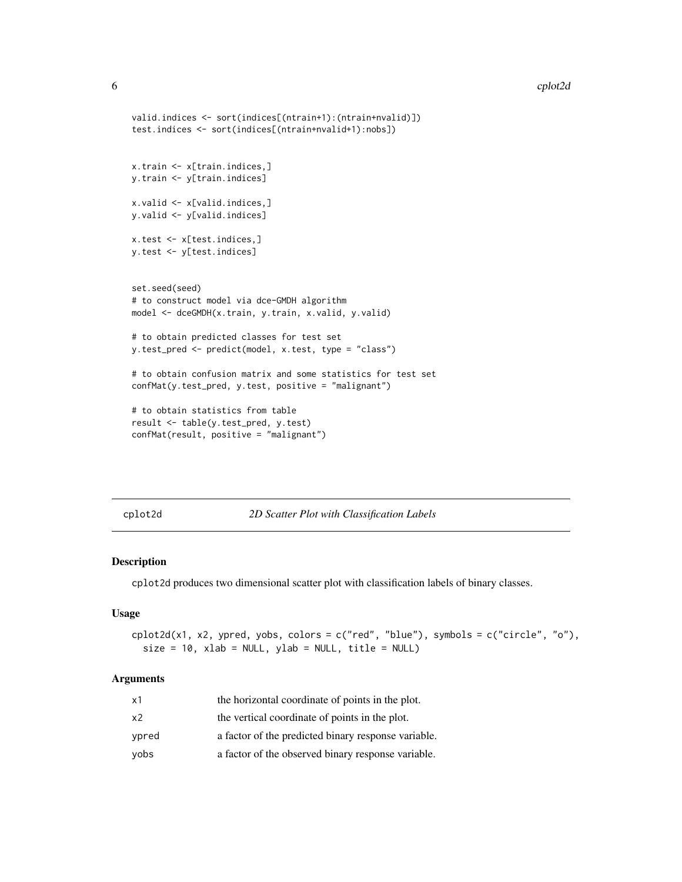```
valid.indices <- sort(indices[(ntrain+1):(ntrain+nvalid)])
test.indices <- sort(indices[(ntrain+nvalid+1):nobs])


x.train <- x[train.indices,]
y.train <- y[train.indices]

x.valid <- x[valid.indices,]
y.valid <- y[valid.indices]

x.test <- x[test.indices,]
y.test <- y[test.indices]


set.seed(seed)
# to construct model via dce-GMDH algorithm
model <- dceGMDH(x.train, y.train, x.valid, y.valid)

# to obtain predicted classes for test set
y.test_pred <- predict(model, x.test, type = "class")

# to obtain confusion matrix and some statistics for test set
confMat(y.test_pred, y.test, positive = "malignant")

# to obtain statistics from table
result <- table(y.test_pred, y.test)
confMat(result, positive = "malignant")
```

## cplot2d — *2D Scatter Plot with Classification Labels*

### Description

`cplot2d` produces two dimensional scatter plot with classification labels of binary classes.

### Usage

```
cplot2d(x1, x2, ypred, yobs, colors = c("red", "blue"), symbols = c("circle", "o"),
  size = 10, xlab = NULL, ylab = NULL, title = NULL)
```

### Arguments

| | |
|---|---|
| `x1` | the horizontal coordinate of points in the plot. |
| `x2` | the vertical coordinate of points in the plot. |
| `ypred` | a factor of the predicted binary response variable. |
| `yobs` | a factor of the observed binary response variable. |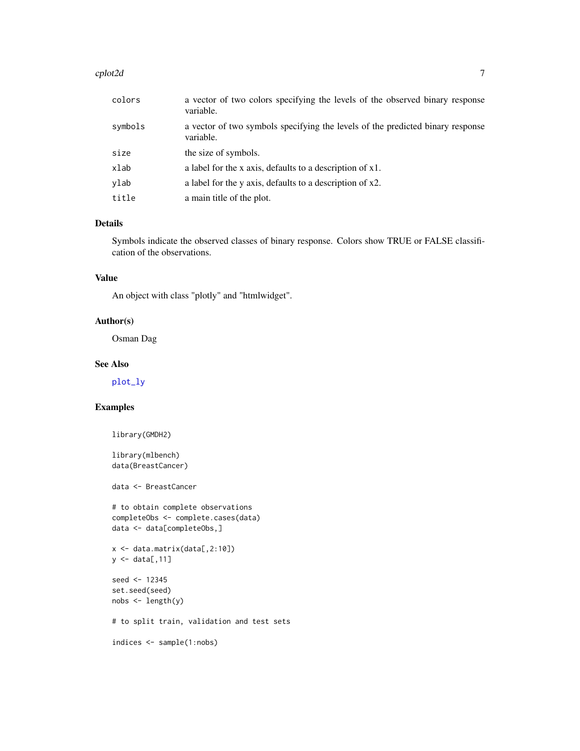| | |
|---|---|
| colors | a vector of two colors specifying the levels of the observed binary response variable. |
| symbols | a vector of two symbols specifying the levels of the predicted binary response variable. |
| size | the size of symbols. |
| xlab | a label for the x axis, defaults to a description of x1. |
| ylab | a label for the y axis, defaults to a description of x2. |
| title | a main title of the plot. |

## Details

Symbols indicate the observed classes of binary response. Colors show TRUE or FALSE classification of the observations.

## Value

An object with class "plotly" and "htmlwidget".

## Author(s)

Osman Dag

## See Also

plot_ly

## Examples

```
library(GMDH2)

library(mlbench)
data(BreastCancer)

data <- BreastCancer

# to obtain complete observations
completeObs <- complete.cases(data)
data <- data[completeObs,]

x <- data.matrix(data[,2:10])
y <- data[,11]

seed <- 12345
set.seed(seed)
nobs <- length(y)

# to split train, validation and test sets

indices <- sample(1:nobs)
```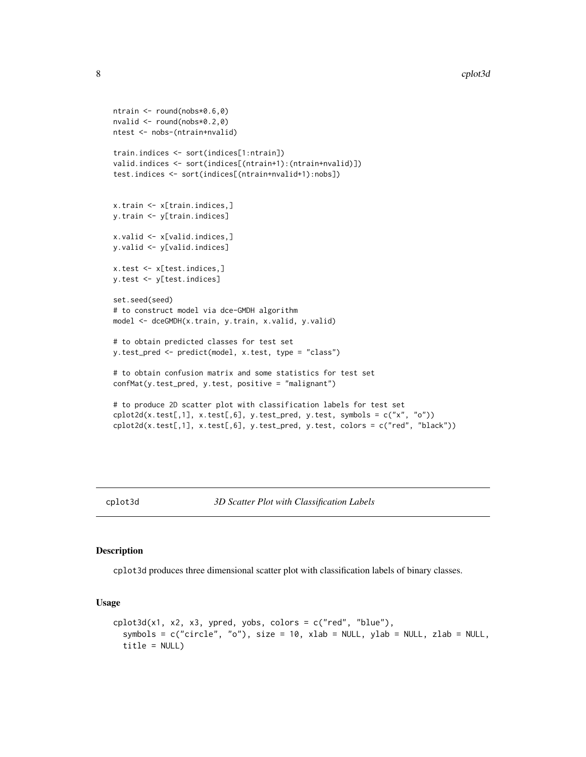```
ntrain <- round(nobs*0.6,0)
nvalid <- round(nobs*0.2,0)
ntest <- nobs-(ntrain+nvalid)

train.indices <- sort(indices[1:ntrain])
valid.indices <- sort(indices[(ntrain+1):(ntrain+nvalid)])
test.indices <- sort(indices[(ntrain+nvalid+1):nobs])


x.train <- x[train.indices,]
y.train <- y[train.indices]

x.valid <- x[valid.indices,]
y.valid <- y[valid.indices]

x.test <- x[test.indices,]
y.test <- y[test.indices]

set.seed(seed)
# to construct model via dce-GMDH algorithm
model <- dceGMDH(x.train, y.train, x.valid, y.valid)

# to obtain predicted classes for test set
y.test_pred <- predict(model, x.test, type = "class")

# to obtain confusion matrix and some statistics for test set
confMat(y.test_pred, y.test, positive = "malignant")

# to produce 2D scatter plot with classification labels for test set
cplot2d(x.test[,1], x.test[,6], y.test_pred, y.test, symbols = c("x", "o"))
cplot2d(x.test[,1], x.test[,6], y.test_pred, y.test, colors = c("red", "black"))
```

---

## cplot3d — *3D Scatter Plot with Classification Labels*

### Description

cplot3d produces three dimensional scatter plot with classification labels of binary classes.

### Usage

```
cplot3d(x1, x2, x3, ypred, yobs, colors = c("red", "blue"),
  symbols = c("circle", "o"), size = 10, xlab = NULL, ylab = NULL, zlab = NULL,
  title = NULL)
```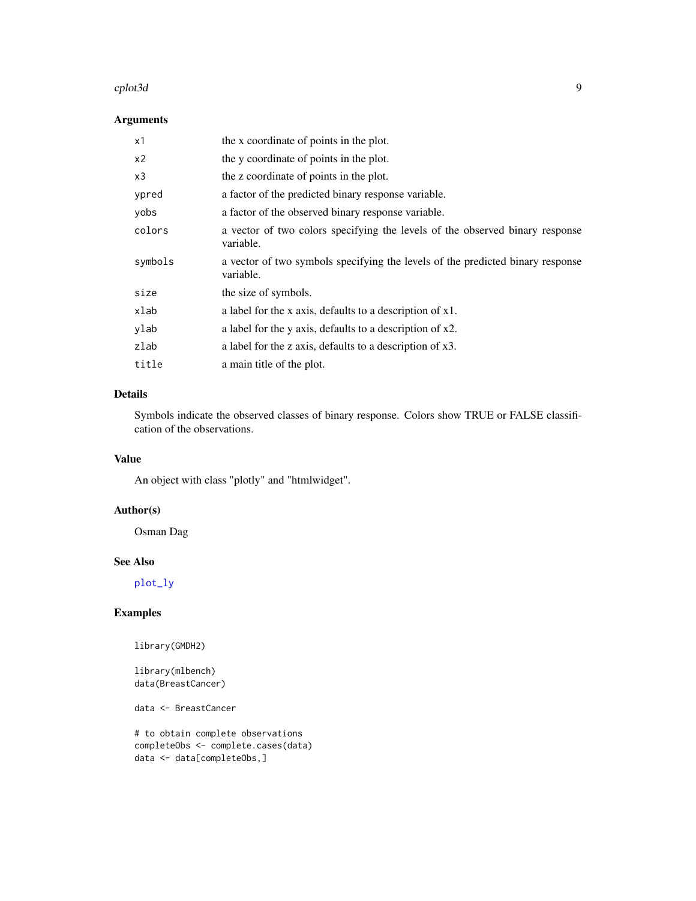## Arguments

| | |
|---|---|
| x1 | the x coordinate of points in the plot. |
| x2 | the y coordinate of points in the plot. |
| x3 | the z coordinate of points in the plot. |
| ypred | a factor of the predicted binary response variable. |
| yobs | a factor of the observed binary response variable. |
| colors | a vector of two colors specifying the levels of the observed binary response variable. |
| symbols | a vector of two symbols specifying the levels of the predicted binary response variable. |
| size | the size of symbols. |
| xlab | a label for the x axis, defaults to a description of x1. |
| ylab | a label for the y axis, defaults to a description of x2. |
| zlab | a label for the z axis, defaults to a description of x3. |
| title | a main title of the plot. |

## Details

Symbols indicate the observed classes of binary response. Colors show TRUE or FALSE classification of the observations.

## Value

An object with class "plotly" and "htmlwidget".

## Author(s)

Osman Dag

## See Also

plot_ly

## Examples

```
library(GMDH2)

library(mlbench)
data(BreastCancer)

data <- BreastCancer

# to obtain complete observations
completeObs <- complete.cases(data)
data <- data[completeObs,]
```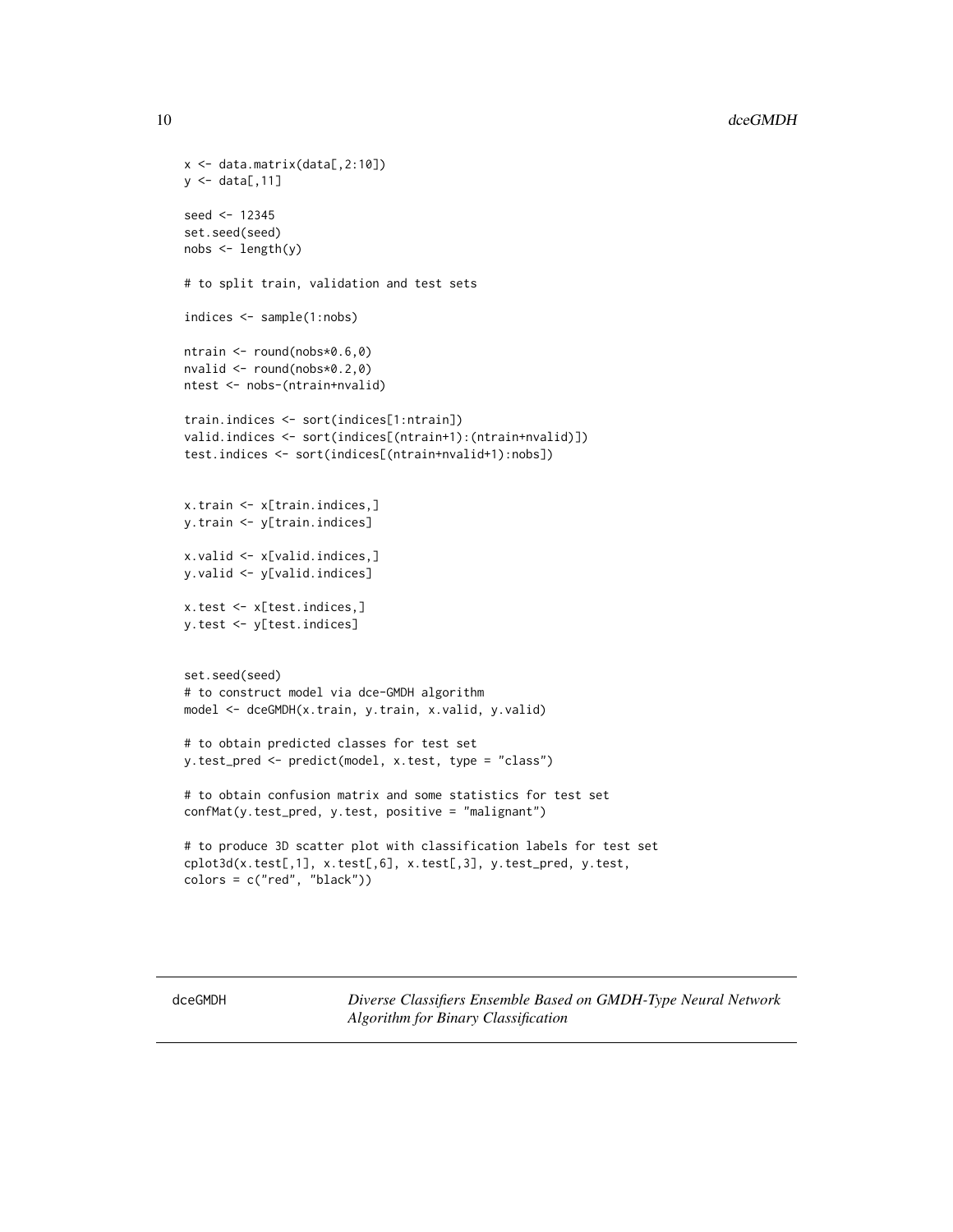```
x <- data.matrix(data[,2:10])
y <- data[,11]

seed <- 12345
set.seed(seed)
nobs <- length(y)

# to split train, validation and test sets

indices <- sample(1:nobs)

ntrain <- round(nobs*0.6,0)
nvalid <- round(nobs*0.2,0)
ntest <- nobs-(ntrain+nvalid)

train.indices <- sort(indices[1:ntrain])
valid.indices <- sort(indices[(ntrain+1):(ntrain+nvalid)])
test.indices <- sort(indices[(ntrain+nvalid+1):nobs])


x.train <- x[train.indices,]
y.train <- y[train.indices]

x.valid <- x[valid.indices,]
y.valid <- y[valid.indices]

x.test <- x[test.indices,]
y.test <- y[test.indices]


set.seed(seed)
# to construct model via dce-GMDH algorithm
model <- dceGMDH(x.train, y.train, x.valid, y.valid)

# to obtain predicted classes for test set
y.test_pred <- predict(model, x.test, type = "class")

# to obtain confusion matrix and some statistics for test set
confMat(y.test_pred, y.test, positive = "malignant")

# to produce 3D scatter plot with classification labels for test set
cplot3d(x.test[,1], x.test[,6], x.test[,3], y.test_pred, y.test,
colors = c("red", "black"))
```

---

dceGMDH &nbsp;&nbsp;&nbsp; *Diverse Classifiers Ensemble Based on GMDH-Type Neural Network Algorithm for Binary Classification*

---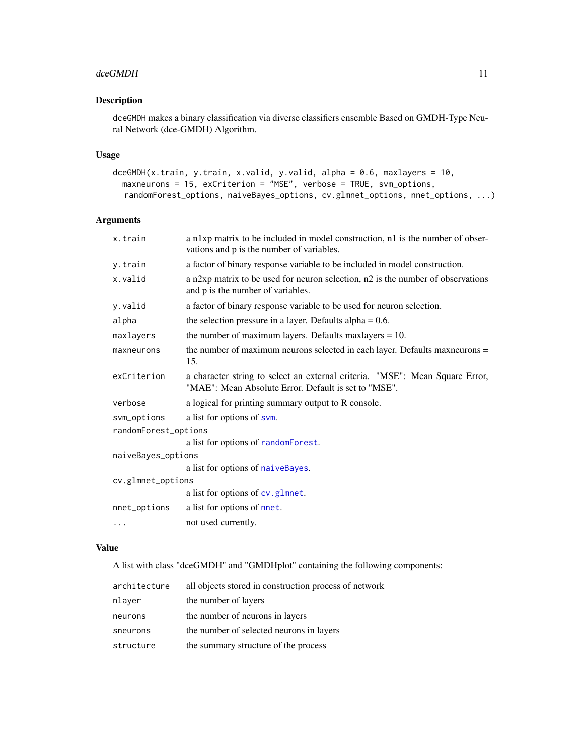## Description

dceGMDH makes a binary classification via diverse classifiers ensemble Based on GMDH-Type Neural Network (dce-GMDH) Algorithm.

## Usage

```
dceGMDH(x.train, y.train, x.valid, y.valid, alpha = 0.6, maxlayers = 10,
  maxneurons = 15, exCriterion = "MSE", verbose = TRUE, svm_options,
  randomForest_options, naiveBayes_options, cv.glmnet_options, nnet_options, ...)
```

## Arguments

| Argument | Description |
|---|---|
| x.train | a n1xp matrix to be included in model construction, n1 is the number of observations and p is the number of variables. |
| y.train | a factor of binary response variable to be included in model construction. |
| x.valid | a n2xp matrix to be used for neuron selection, n2 is the number of observations and p is the number of variables. |
| y.valid | a factor of binary response variable to be used for neuron selection. |
| alpha | the selection pressure in a layer. Defaults alpha = 0.6. |
| maxlayers | the number of maximum layers. Defaults maxlayers = 10. |
| maxneurons | the number of maximum neurons selected in each layer. Defaults maxneurons = 15. |
| exCriterion | a character string to select an external criteria. "MSE": Mean Square Error, "MAE": Mean Absolute Error. Default is set to "MSE". |
| verbose | a logical for printing summary output to R console. |
| svm_options | a list for options of svm. |
| randomForest_options | a list for options of randomForest. |
| naiveBayes_options | a list for options of naiveBayes. |
| cv.glmnet_options | a list for options of cv.glmnet. |
| nnet_options | a list for options of nnet. |
| ... | not used currently. |

## Value

A list with class "dceGMDH" and "GMDHplot" containing the following components:

| Component | Description |
|---|---|
| architecture | all objects stored in construction process of network |
| nlayer | the number of layers |
| neurons | the number of neurons in layers |
| sneurons | the number of selected neurons in layers |
| structure | the summary structure of the process |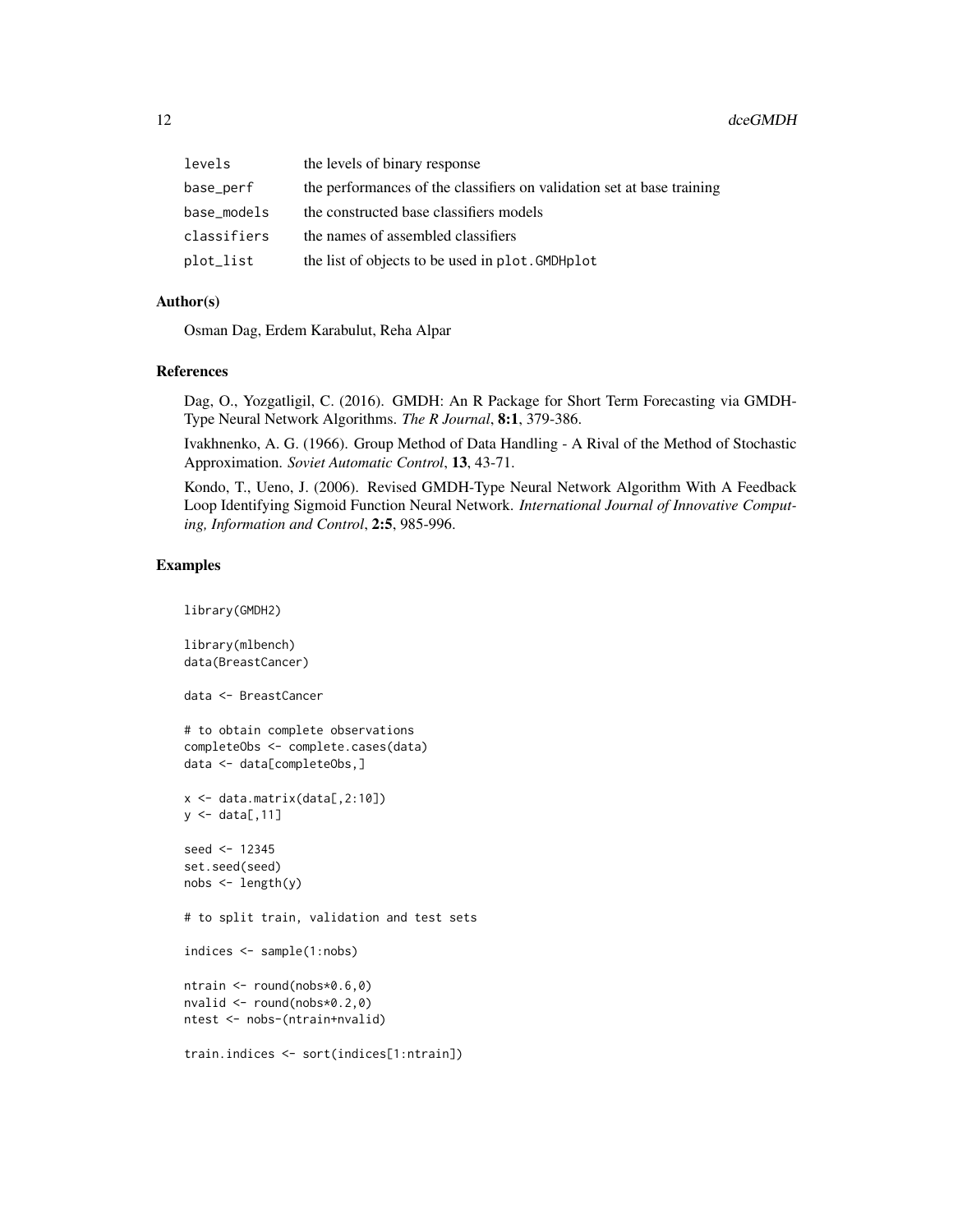| | |
|---|---|
| levels | the levels of binary response |
| base_perf | the performances of the classifiers on validation set at base training |
| base_models | the constructed base classifiers models |
| classifiers | the names of assembled classifiers |
| plot_list | the list of objects to be used in plot.GMDHplot |

### Author(s)

Osman Dag, Erdem Karabulut, Reha Alpar

### References

Dag, O., Yozgatligil, C. (2016). GMDH: An R Package for Short Term Forecasting via GMDH-Type Neural Network Algorithms. *The R Journal*, **8:1**, 379-386.

Ivakhnenko, A. G. (1966). Group Method of Data Handling - A Rival of the Method of Stochastic Approximation. *Soviet Automatic Control*, **13**, 43-71.

Kondo, T., Ueno, J. (2006). Revised GMDH-Type Neural Network Algorithm With A Feedback Loop Identifying Sigmoid Function Neural Network. *International Journal of Innovative Computing, Information and Control*, **2:5**, 985-996.

### Examples

```
library(GMDH2)

library(mlbench)
data(BreastCancer)

data <- BreastCancer

# to obtain complete observations
completeObs <- complete.cases(data)
data <- data[completeObs,]

x <- data.matrix(data[,2:10])
y <- data[,11]

seed <- 12345
set.seed(seed)
nobs <- length(y)

# to split train, validation and test sets

indices <- sample(1:nobs)

ntrain <- round(nobs*0.6,0)
nvalid <- round(nobs*0.2,0)
ntest <- nobs-(ntrain+nvalid)

train.indices <- sort(indices[1:ntrain])
```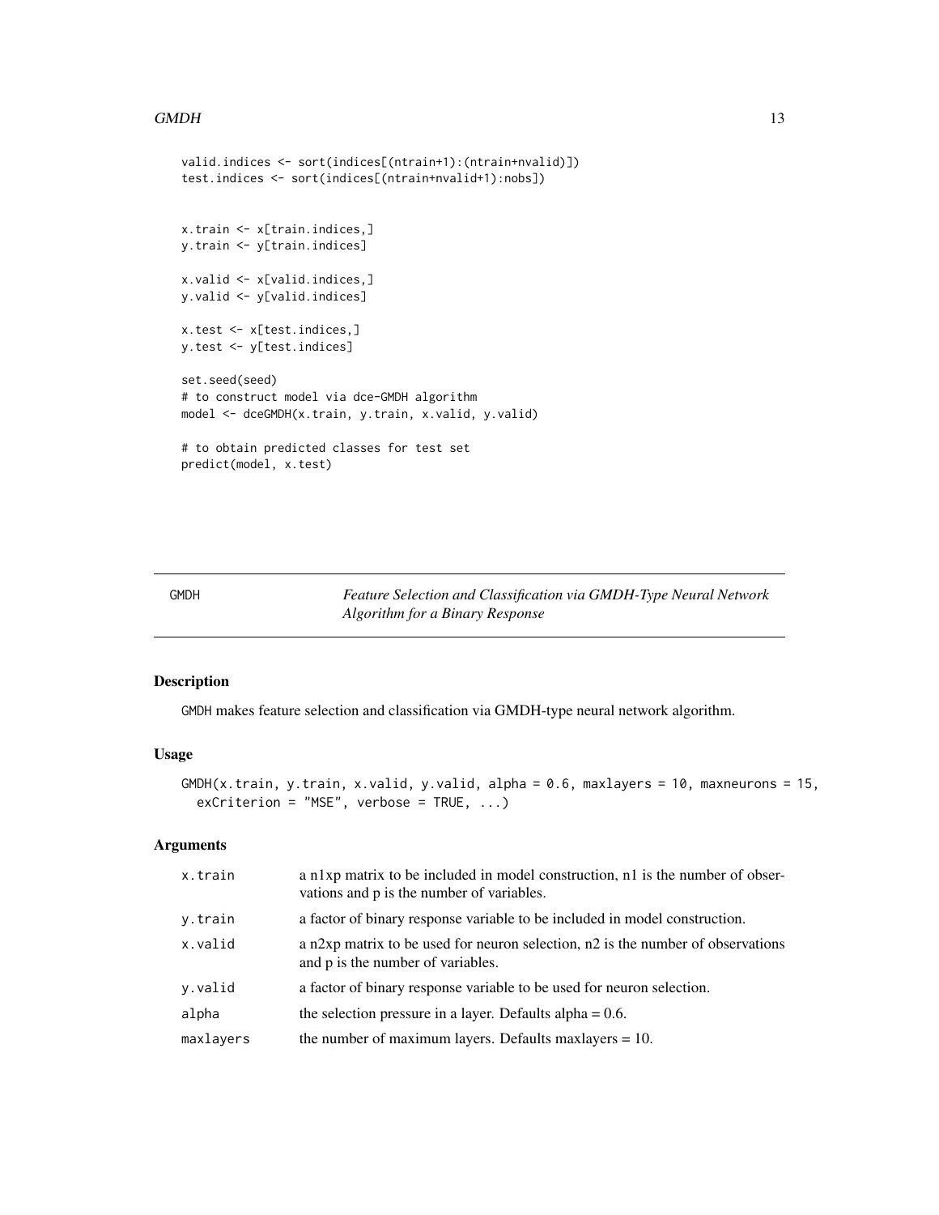```
valid.indices <- sort(indices[(ntrain+1):(ntrain+nvalid)])
test.indices <- sort(indices[(ntrain+nvalid+1):nobs])


x.train <- x[train.indices,]
y.train <- y[train.indices]

x.valid <- x[valid.indices,]
y.valid <- y[valid.indices]

x.test <- x[test.indices,]
y.test <- y[test.indices]

set.seed(seed)
# to construct model via dce-GMDH algorithm
model <- dceGMDH(x.train, y.train, x.valid, y.valid)

# to obtain predicted classes for test set
predict(model, x.test)
```

## GMDH — *Feature Selection and Classification via GMDH-Type Neural Network Algorithm for a Binary Response*

### Description

GMDH makes feature selection and classification via GMDH-type neural network algorithm.

### Usage

```
GMDH(x.train, y.train, x.valid, y.valid, alpha = 0.6, maxlayers = 10, maxneurons = 15,
  exCriterion = "MSE", verbose = TRUE, ...)
```

### Arguments

| | |
|---|---|
| x.train | a n1xp matrix to be included in model construction, n1 is the number of observations and p is the number of variables. |
| y.train | a factor of binary response variable to be included in model construction. |
| x.valid | a n2xp matrix to be used for neuron selection, n2 is the number of observations and p is the number of variables. |
| y.valid | a factor of binary response variable to be used for neuron selection. |
| alpha | the selection pressure in a layer. Defaults alpha = 0.6. |
| maxlayers | the number of maximum layers. Defaults maxlayers = 10. |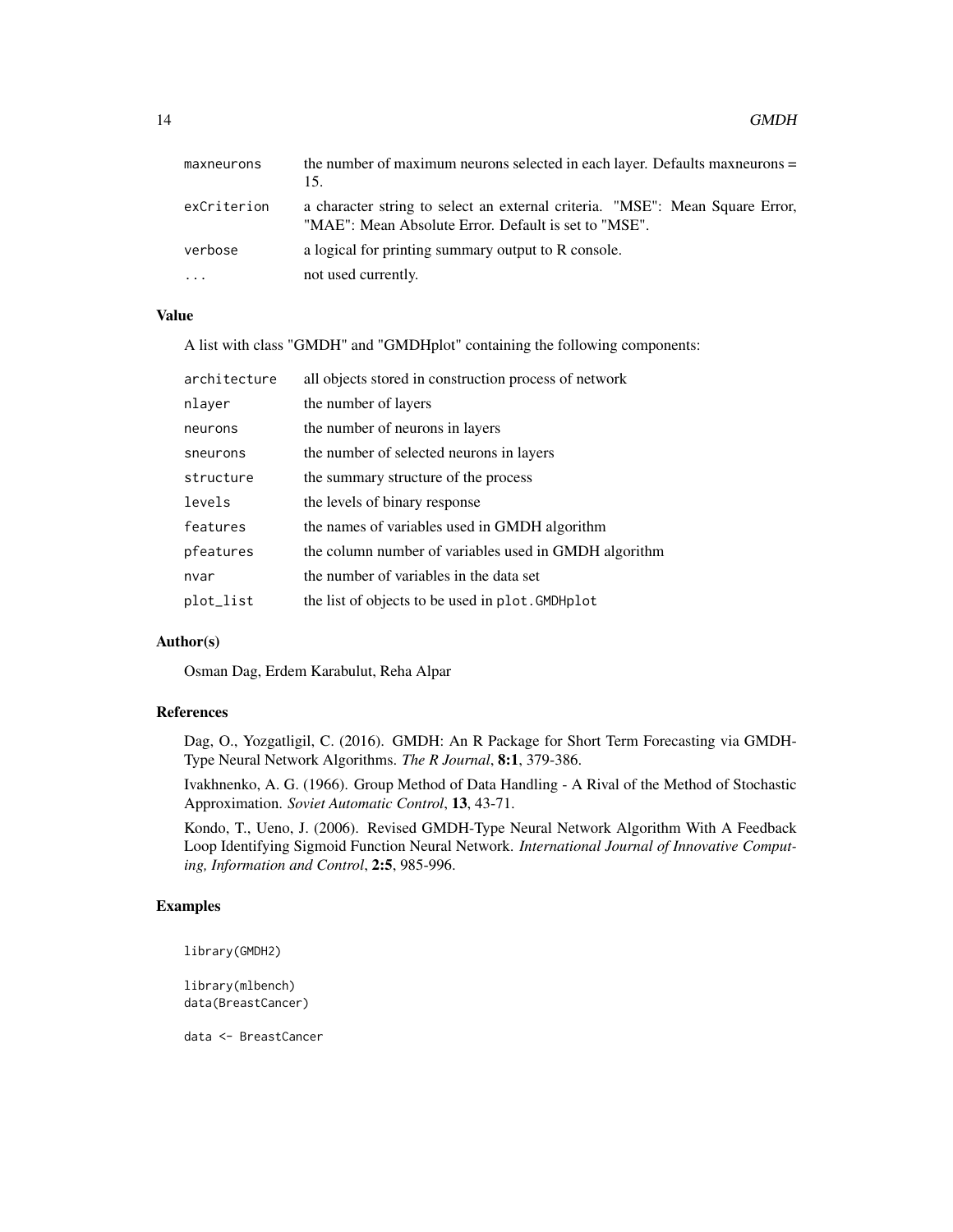| | |
|---|---|
| maxneurons | the number of maximum neurons selected in each layer. Defaults maxneurons = 15. |
| exCriterion | a character string to select an external criteria. "MSE": Mean Square Error, "MAE": Mean Absolute Error. Default is set to "MSE". |
| verbose | a logical for printing summary output to R console. |
| ... | not used currently. |

### Value

A list with class "GMDH" and "GMDHplot" containing the following components:

| | |
|---|---|
| architecture | all objects stored in construction process of network |
| nlayer | the number of layers |
| neurons | the number of neurons in layers |
| sneurons | the number of selected neurons in layers |
| structure | the summary structure of the process |
| levels | the levels of binary response |
| features | the names of variables used in GMDH algorithm |
| pfeatures | the column number of variables used in GMDH algorithm |
| nvar | the number of variables in the data set |
| plot_list | the list of objects to be used in `plot.GMDHplot` |

### Author(s)

Osman Dag, Erdem Karabulut, Reha Alpar

### References

Dag, O., Yozgatligil, C. (2016). GMDH: An R Package for Short Term Forecasting via GMDH-Type Neural Network Algorithms. *The R Journal*, **8:1**, 379-386.

Ivakhnenko, A. G. (1966). Group Method of Data Handling - A Rival of the Method of Stochastic Approximation. *Soviet Automatic Control*, **13**, 43-71.

Kondo, T., Ueno, J. (2006). Revised GMDH-Type Neural Network Algorithm With A Feedback Loop Identifying Sigmoid Function Neural Network. *International Journal of Innovative Computing, Information and Control*, **2:5**, 985-996.

### Examples

```
library(GMDH2)

library(mlbench)
data(BreastCancer)

data <- BreastCancer
```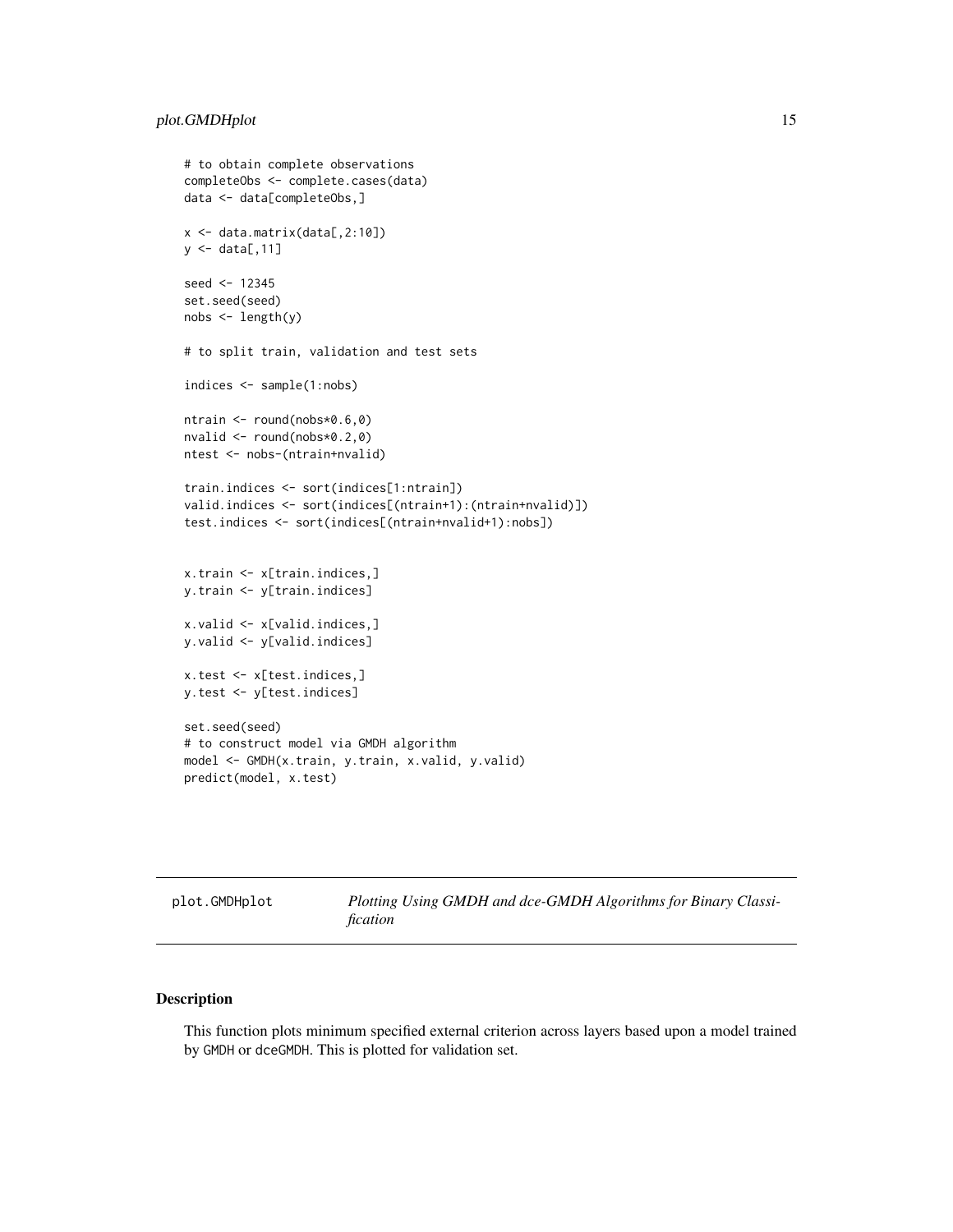```
# to obtain complete observations
completeObs <- complete.cases(data)
data <- data[completeObs,]

x <- data.matrix(data[,2:10])
y <- data[,11]

seed <- 12345
set.seed(seed)
nobs <- length(y)

# to split train, validation and test sets

indices <- sample(1:nobs)

ntrain <- round(nobs*0.6,0)
nvalid <- round(nobs*0.2,0)
ntest <- nobs-(ntrain+nvalid)

train.indices <- sort(indices[1:ntrain])
valid.indices <- sort(indices[(ntrain+1):(ntrain+nvalid)])
test.indices <- sort(indices[(ntrain+nvalid+1):nobs])


x.train <- x[train.indices,]
y.train <- y[train.indices]

x.valid <- x[valid.indices,]
y.valid <- y[valid.indices]

x.test <- x[test.indices,]
y.test <- y[test.indices]

set.seed(seed)
# to construct model via GMDH algorithm
model <- GMDH(x.train, y.train, x.valid, y.valid)
predict(model, x.test)
```

## plot.GMDHplot — *Plotting Using GMDH and dce-GMDH Algorithms for Binary Classification*

### Description

This function plots minimum specified external criterion across layers based upon a model trained by GMDH or dceGMDH. This is plotted for validation set.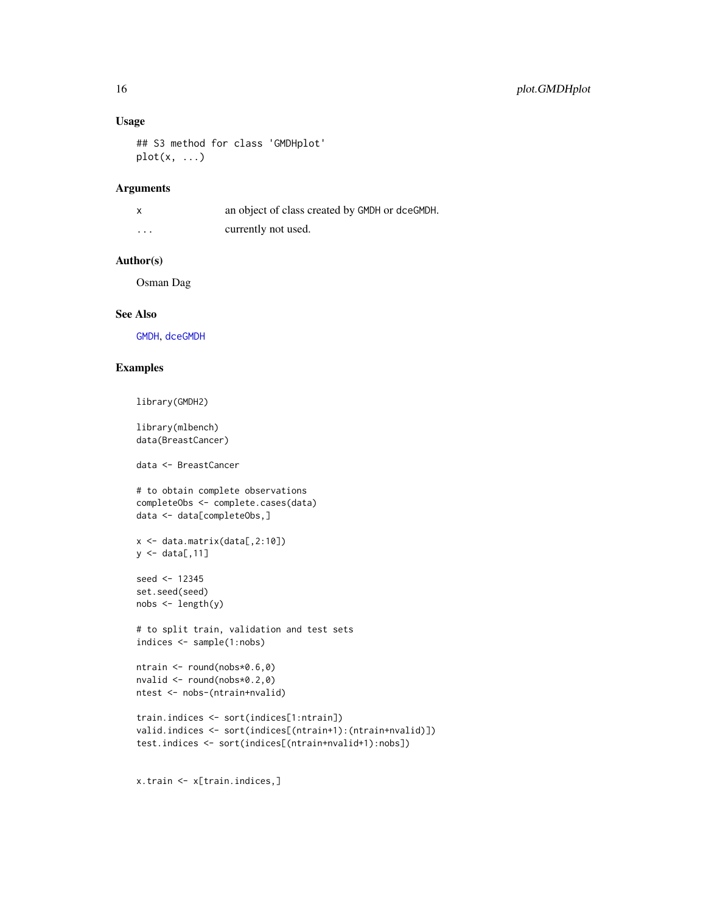### Usage

```
## S3 method for class 'GMDHplot'
plot(x, ...)
```

### Arguments

| | |
|---|---|
| x | an object of class created by GMDH or dceGMDH. |
| ... | currently not used. |

### Author(s)

Osman Dag

### See Also

GMDH, dceGMDH

### Examples

```
library(GMDH2)

library(mlbench)
data(BreastCancer)

data <- BreastCancer

# to obtain complete observations
completeObs <- complete.cases(data)
data <- data[completeObs,]

x <- data.matrix(data[,2:10])
y <- data[,11]

seed <- 12345
set.seed(seed)
nobs <- length(y)

# to split train, validation and test sets
indices <- sample(1:nobs)

ntrain <- round(nobs*0.6,0)
nvalid <- round(nobs*0.2,0)
ntest <- nobs-(ntrain+nvalid)

train.indices <- sort(indices[1:ntrain])
valid.indices <- sort(indices[(ntrain+1):(ntrain+nvalid)])
test.indices <- sort(indices[(ntrain+nvalid+1):nobs])


x.train <- x[train.indices,]
```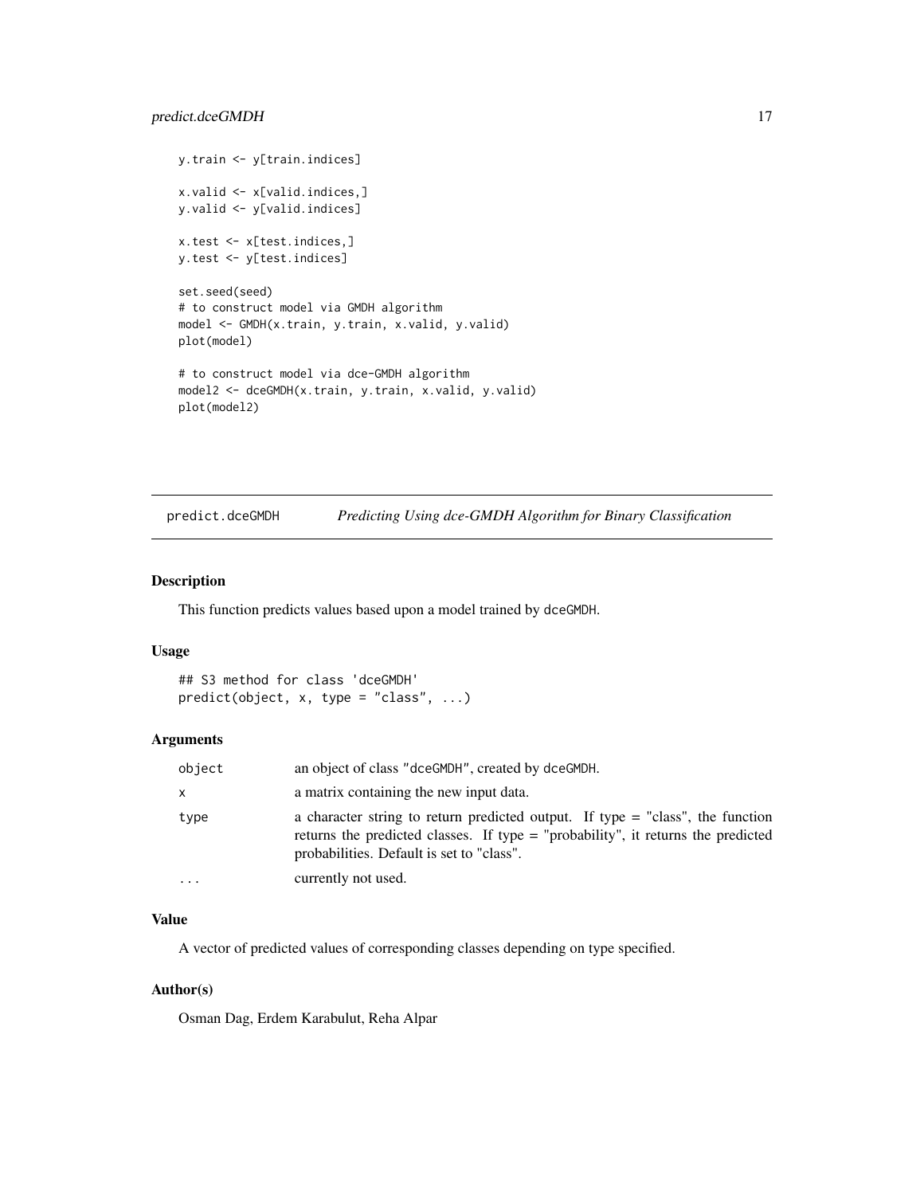```
y.train <- y[train.indices]

x.valid <- x[valid.indices,]
y.valid <- y[valid.indices]

x.test <- x[test.indices,]
y.test <- y[test.indices]

set.seed(seed)
# to construct model via GMDH algorithm
model <- GMDH(x.train, y.train, x.valid, y.valid)
plot(model)

# to construct model via dce-GMDH algorithm
model2 <- dceGMDH(x.train, y.train, x.valid, y.valid)
plot(model2)
```

## predict.dceGMDH — *Predicting Using dce-GMDH Algorithm for Binary Classification*

### Description

This function predicts values based upon a model trained by dceGMDH.

### Usage

```
## S3 method for class 'dceGMDH'
predict(object, x, type = "class", ...)
```

### Arguments

| | |
|---|---|
| object | an object of class "dceGMDH", created by dceGMDH. |
| x | a matrix containing the new input data. |
| type | a character string to return predicted output. If type = "class", the function returns the predicted classes. If type = "probability", it returns the predicted probabilities. Default is set to "class". |
| ... | currently not used. |

### Value

A vector of predicted values of corresponding classes depending on type specified.

### Author(s)

Osman Dag, Erdem Karabulut, Reha Alpar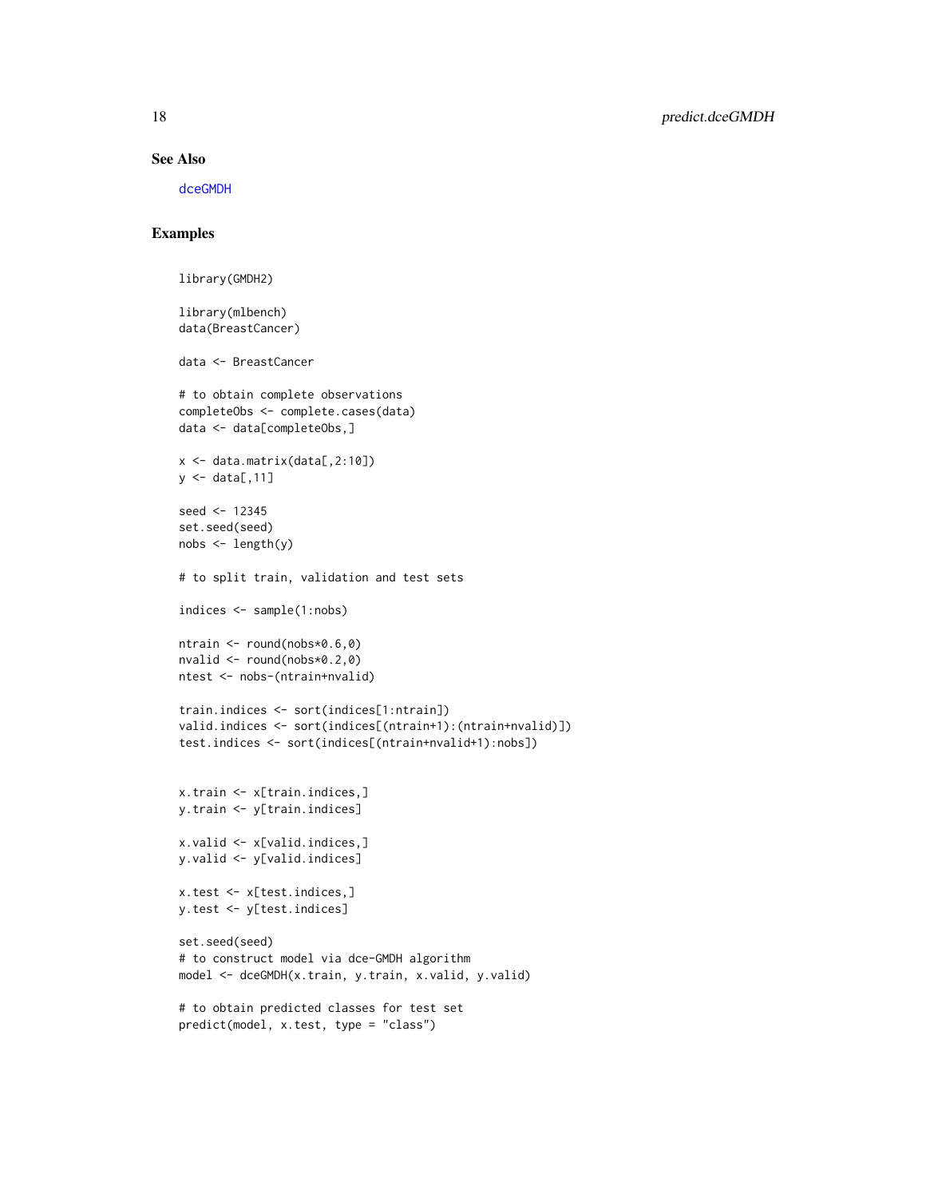## See Also

dceGMDH

## Examples

```
library(GMDH2)

library(mlbench)
data(BreastCancer)

data <- BreastCancer

# to obtain complete observations
completeObs <- complete.cases(data)
data <- data[completeObs,]

x <- data.matrix(data[,2:10])
y <- data[,11]

seed <- 12345
set.seed(seed)
nobs <- length(y)

# to split train, validation and test sets

indices <- sample(1:nobs)

ntrain <- round(nobs*0.6,0)
nvalid <- round(nobs*0.2,0)
ntest <- nobs-(ntrain+nvalid)

train.indices <- sort(indices[1:ntrain])
valid.indices <- sort(indices[(ntrain+1):(ntrain+nvalid)])
test.indices <- sort(indices[(ntrain+nvalid+1):nobs])


x.train <- x[train.indices,]
y.train <- y[train.indices]

x.valid <- x[valid.indices,]
y.valid <- y[valid.indices]

x.test <- x[test.indices,]
y.test <- y[test.indices]

set.seed(seed)
# to construct model via dce-GMDH algorithm
model <- dceGMDH(x.train, y.train, x.valid, y.valid)

# to obtain predicted classes for test set
predict(model, x.test, type = "class")
```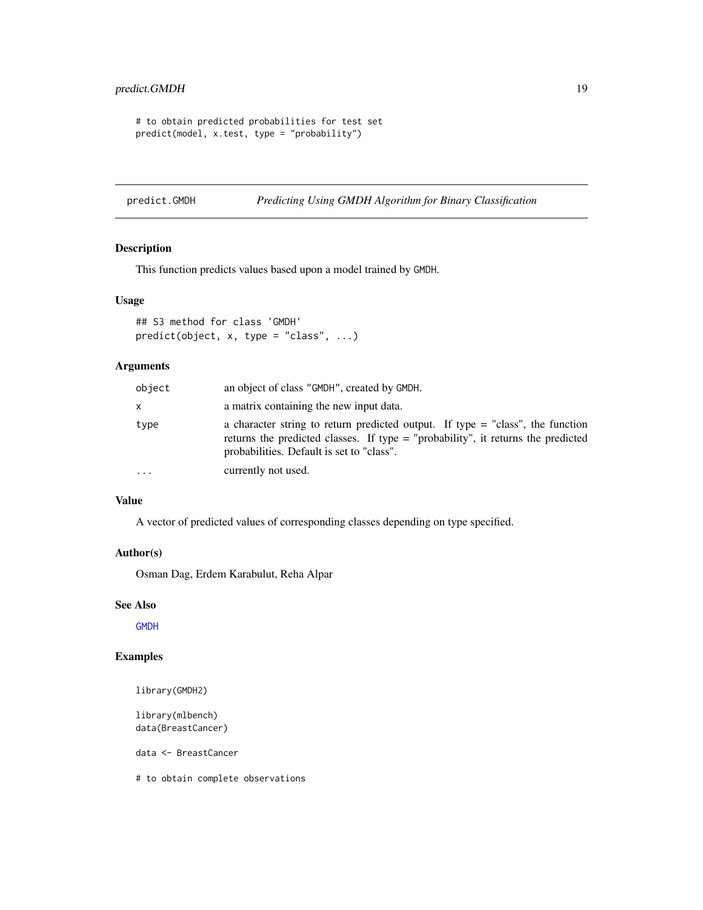```
# to obtain predicted probabilities for test set
predict(model, x.test, type = "probability")
```

## predict.GMDH — *Predicting Using GMDH Algorithm for Binary Classification*

### Description

This function predicts values based upon a model trained by `GMDH`.

### Usage

```
## S3 method for class 'GMDH'
predict(object, x, type = "class", ...)
```

### Arguments

| | |
|---|---|
| `object` | an object of class "GMDH", created by `GMDH`. |
| `x` | a matrix containing the new input data. |
| `type` | a character string to return predicted output. If type = "class", the function returns the predicted classes. If type = "probability", it returns the predicted probabilities. Default is set to "class". |
| `...` | currently not used. |

### Value

A vector of predicted values of corresponding classes depending on type specified.

### Author(s)

Osman Dag, Erdem Karabulut, Reha Alpar

### See Also

`GMDH`

### Examples

```
library(GMDH2)

library(mlbench)
data(BreastCancer)

data <- BreastCancer

# to obtain complete observations
```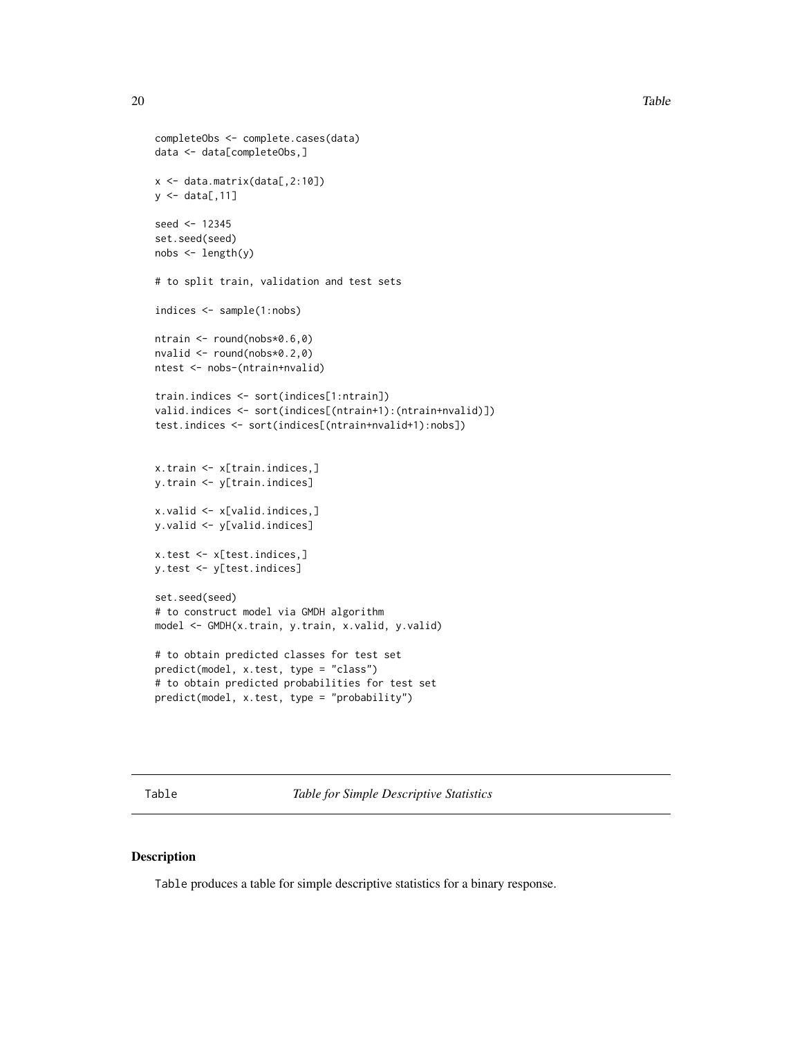```
completeObs <- complete.cases(data)
data <- data[completeObs,]

x <- data.matrix(data[,2:10])
y <- data[,11]

seed <- 12345
set.seed(seed)
nobs <- length(y)

# to split train, validation and test sets

indices <- sample(1:nobs)

ntrain <- round(nobs*0.6,0)
nvalid <- round(nobs*0.2,0)
ntest <- nobs-(ntrain+nvalid)

train.indices <- sort(indices[1:ntrain])
valid.indices <- sort(indices[(ntrain+1):(ntrain+nvalid)])
test.indices <- sort(indices[(ntrain+nvalid+1):nobs])


x.train <- x[train.indices,]
y.train <- y[train.indices]

x.valid <- x[valid.indices,]
y.valid <- y[valid.indices]

x.test <- x[test.indices,]
y.test <- y[test.indices]

set.seed(seed)
# to construct model via GMDH algorithm
model <- GMDH(x.train, y.train, x.valid, y.valid)

# to obtain predicted classes for test set
predict(model, x.test, type = "class")
# to obtain predicted probabilities for test set
predict(model, x.test, type = "probability")
```

## Table — *Table for Simple Descriptive Statistics*

### Description

Table produces a table for simple descriptive statistics for a binary response.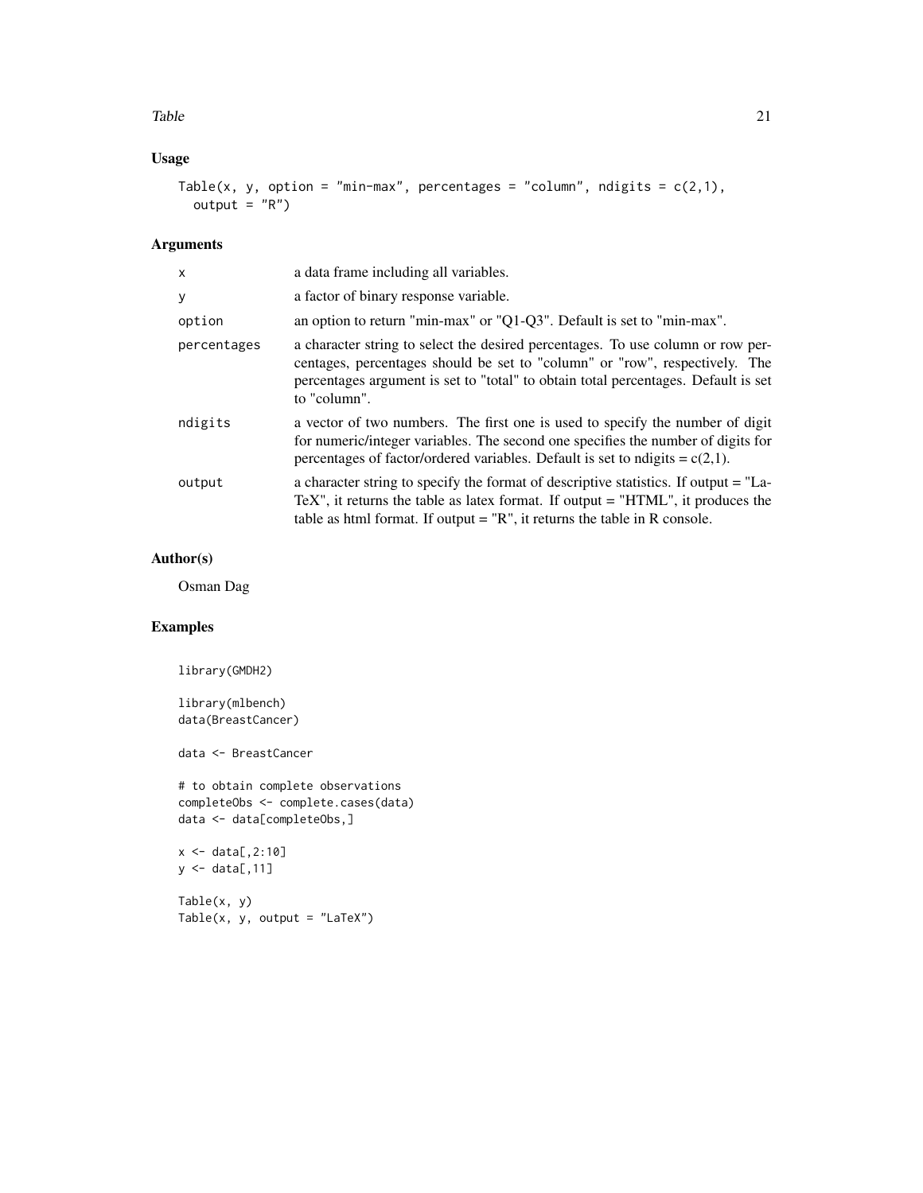## Usage

```
Table(x, y, option = "min-max", percentages = "column", ndigits = c(2,1),
  output = "R")
```

## Arguments

| | |
|---|---|
| x | a data frame including all variables. |
| y | a factor of binary response variable. |
| option | an option to return "min-max" or "Q1-Q3". Default is set to "min-max". |
| percentages | a character string to select the desired percentages. To use column or row percentages, percentages should be set to "column" or "row", respectively. The percentages argument is set to "total" to obtain total percentages. Default is set to "column". |
| ndigits | a vector of two numbers. The first one is used to specify the number of digit for numeric/integer variables. The second one specifies the number of digits for percentages of factor/ordered variables. Default is set to ndigits = c(2,1). |
| output | a character string to specify the format of descriptive statistics. If output = "LaTeX", it returns the table as latex format. If output = "HTML", it produces the table as html format. If output = "R", it returns the table in R console. |

## Author(s)

Osman Dag

## Examples

```
library(GMDH2)

library(mlbench)
data(BreastCancer)

data <- BreastCancer

# to obtain complete observations
completeObs <- complete.cases(data)
data <- data[completeObs,]

x <- data[,2:10]
y <- data[,11]

Table(x, y)
Table(x, y, output = "LaTeX")
```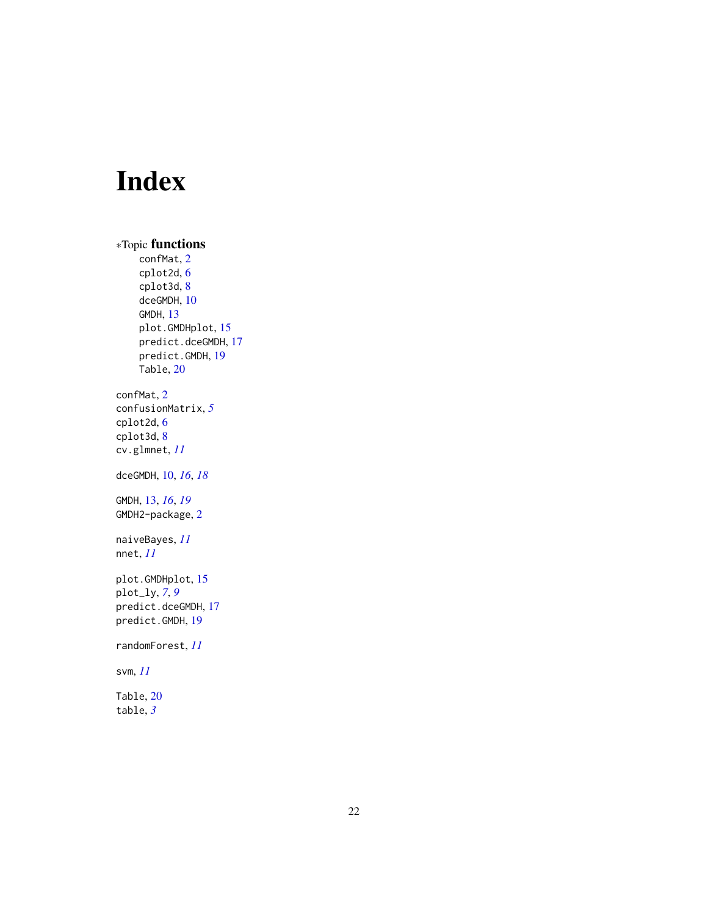# Index

∗Topic **functions**

- confMat, 2
- cplot2d, 6
- cplot3d, 8
- dceGMDH, 10
- GMDH, 13
- plot.GMDHplot, 15
- predict.dceGMDH, 17
- predict.GMDH, 19
- Table, 20

confMat, 2
confusionMatrix, *5*
cplot2d, 6
cplot3d, 8
cv.glmnet, *11*

dceGMDH, 10, *16*, *18*

GMDH, 13, *16*, *19*
GMDH2-package, 2

naiveBayes, *11*
nnet, *11*

plot.GMDHplot, 15
plot_ly, *7*, *9*
predict.dceGMDH, 17
predict.GMDH, 19

randomForest, *11*

svm, *11*

Table, 20
table, *3*